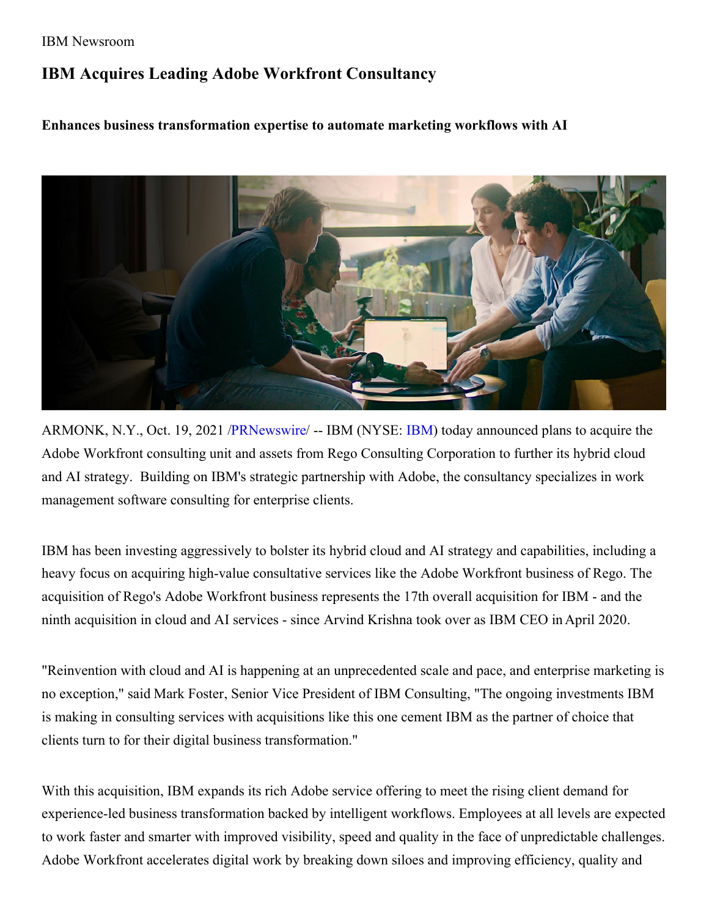IBM Newsroom

# IBM Acquires Leading Adobe Workfront Consultancy

**Enhances business transformation expertise to automate marketing workflows with AI**

ARMONK, N.Y., Oct. 19, 2021 /PRNewswire/ -- IBM (NYSE: IBM) today announced plans to acquire the Adobe Workfront consulting unit and assets from Rego Consulting Corporation to further its hybrid cloud and AI strategy. Building on IBM's strategic partnership with Adobe, the consultancy specializes in work management software consulting for enterprise clients.

IBM has been investing aggressively to bolster its hybrid cloud and AI strategy and capabilities, including a heavy focus on acquiring high-value consultative services like the Adobe Workfront business of Rego. The acquisition of Rego's Adobe Workfront business represents the 17th overall acquisition for IBM - and the ninth acquisition in cloud and AI services - since Arvind Krishna took over as IBM CEO in April 2020.

"Reinvention with cloud and AI is happening at an unprecedented scale and pace, and enterprise marketing is no exception," said Mark Foster, Senior Vice President of IBM Consulting, "The ongoing investments IBM is making in consulting services with acquisitions like this one cement IBM as the partner of choice that clients turn to for their digital business transformation."

With this acquisition, IBM expands its rich Adobe service offering to meet the rising client demand for experience-led business transformation backed by intelligent workflows. Employees at all levels are expected to work faster and smarter with improved visibility, speed and quality in the face of unpredictable challenges. Adobe Workfront accelerates digital work by breaking down siloes and improving efficiency, quality and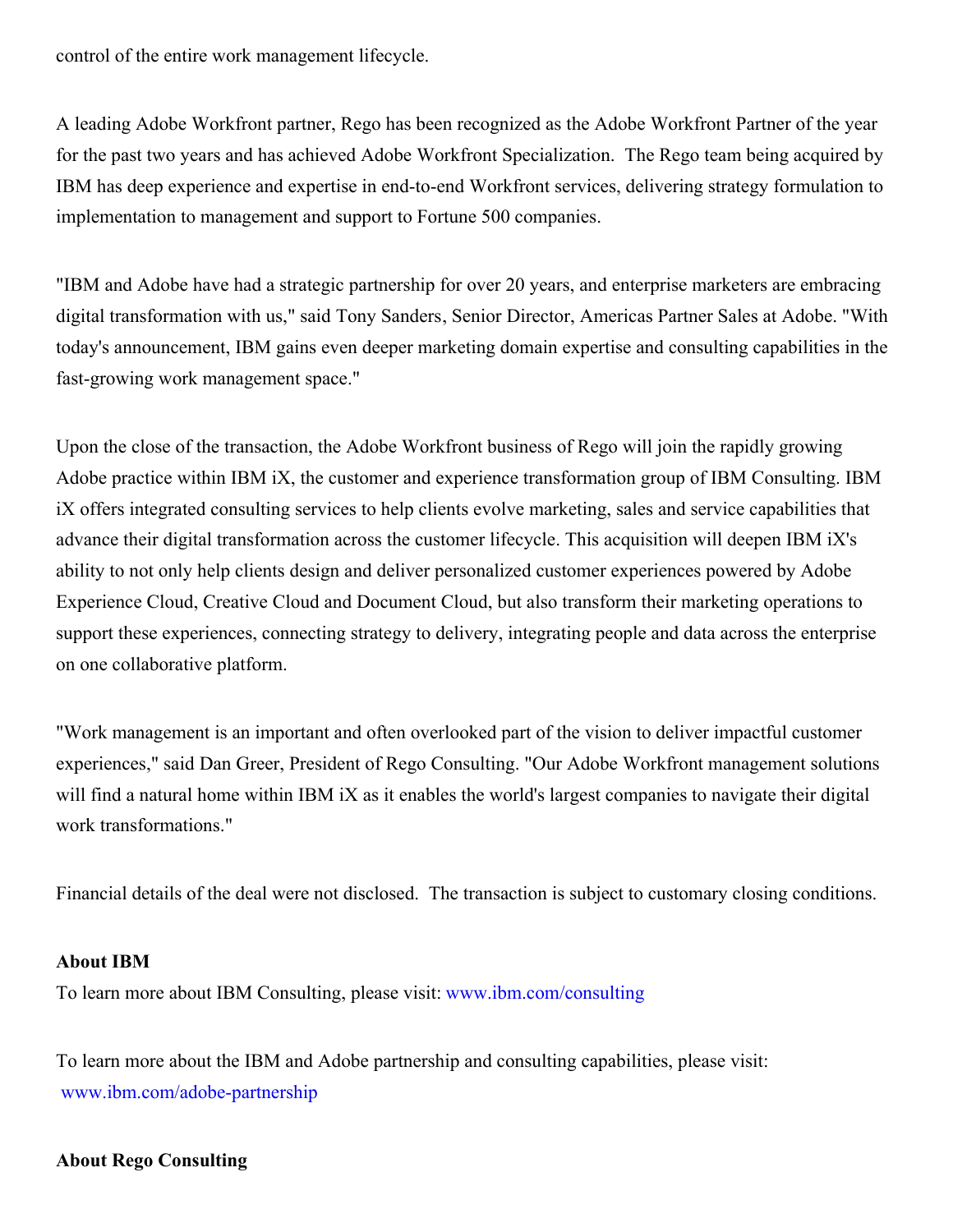control of the entire work management lifecycle.

A leading Adobe Workfront partner, Rego has been recognized as the Adobe Workfront Partner of the year for the past two years and has achieved Adobe Workfront Specialization. The Rego team being acquired by IBM has deep experience and expertise in end-to-end Workfront services, delivering strategy formulation to implementation to management and support to Fortune 500 companies.

"IBM and Adobe have had a strategic partnership for over 20 years, and enterprise marketers are embracing digital transformation with us," said Tony Sanders, Senior Director, Americas Partner Sales at Adobe. "With today's announcement, IBM gains even deeper marketing domain expertise and consulting capabilities in the fast-growing work management space."

Upon the close of the transaction, the Adobe Workfront business of Rego will join the rapidly growing Adobe practice within IBM iX, the customer and experience transformation group of IBM Consulting. IBM iX offers integrated consulting services to help clients evolve marketing, sales and service capabilities that advance their digital transformation across the customer lifecycle. This acquisition will deepen IBM iX's ability to not only help clients design and deliver personalized customer experiences powered by Adobe Experience Cloud, Creative Cloud and Document Cloud, but also transform their marketing operations to support these experiences, connecting strategy to delivery, integrating people and data across the enterprise on one collaborative platform.

"Work management is an important and often overlooked part of the vision to deliver impactful customer experiences," said Dan Greer, President of Rego Consulting. "Our Adobe Workfront management solutions will find a natural home within IBM iX as it enables the world's largest companies to navigate their digital work transformations."

Financial details of the deal were not disclosed. The transaction is subject to customary closing conditions.

**About IBM**

To learn more about IBM Consulting, please visit: www.ibm.com/consulting

To learn more about the IBM and Adobe partnership and consulting capabilities, please visit: www.ibm.com/adobe-partnership

**About Rego Consulting**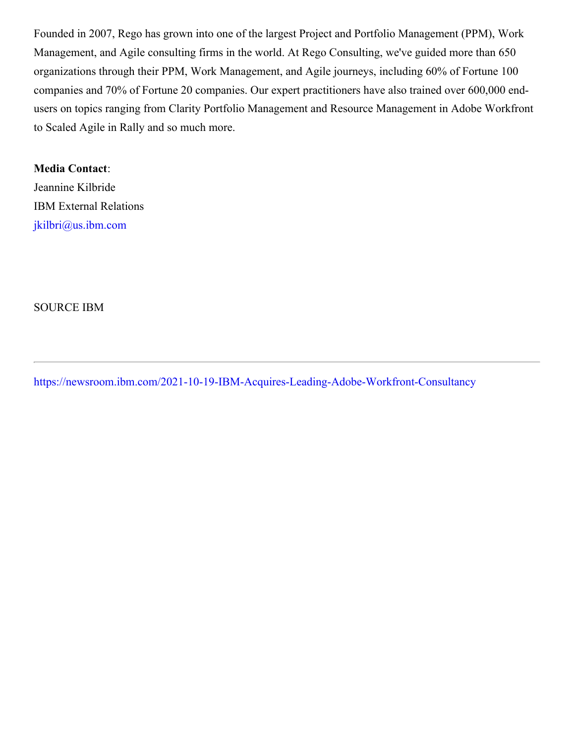Founded in 2007, Rego has grown into one of the largest Project and Portfolio Management (PPM), Work Management, and Agile consulting firms in the world. At Rego Consulting, we've guided more than 650 organizations through their PPM, Work Management, and Agile journeys, including 60% of Fortune 100 companies and 70% of Fortune 20 companies. Our expert practitioners have also trained over 600,000 end-users on topics ranging from Clarity Portfolio Management and Resource Management in Adobe Workfront to Scaled Agile in Rally and so much more.

**Media Contact**:
Jeannine Kilbride
IBM External Relations
jkilbri@us.ibm.com

SOURCE IBM

---

https://newsroom.ibm.com/2021-10-19-IBM-Acquires-Leading-Adobe-Workfront-Consultancy